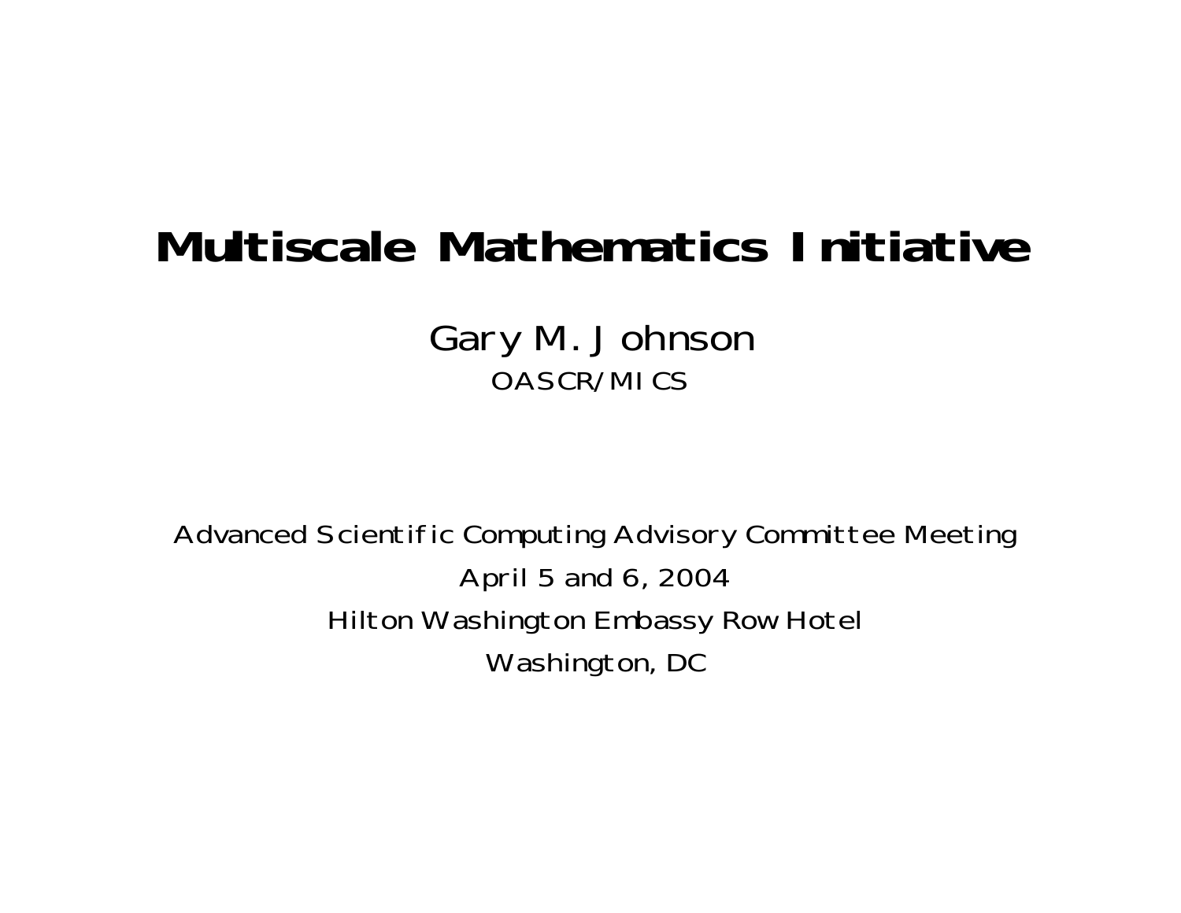# Multiscale Mathematics Initiative

Gary M. Johnson

OASCR/MICS

Advanced Scientific Computing Advisory Committee Meeting

April 5 and 6, 2004

Hilton Washington Embassy Row Hotel

Washington, DC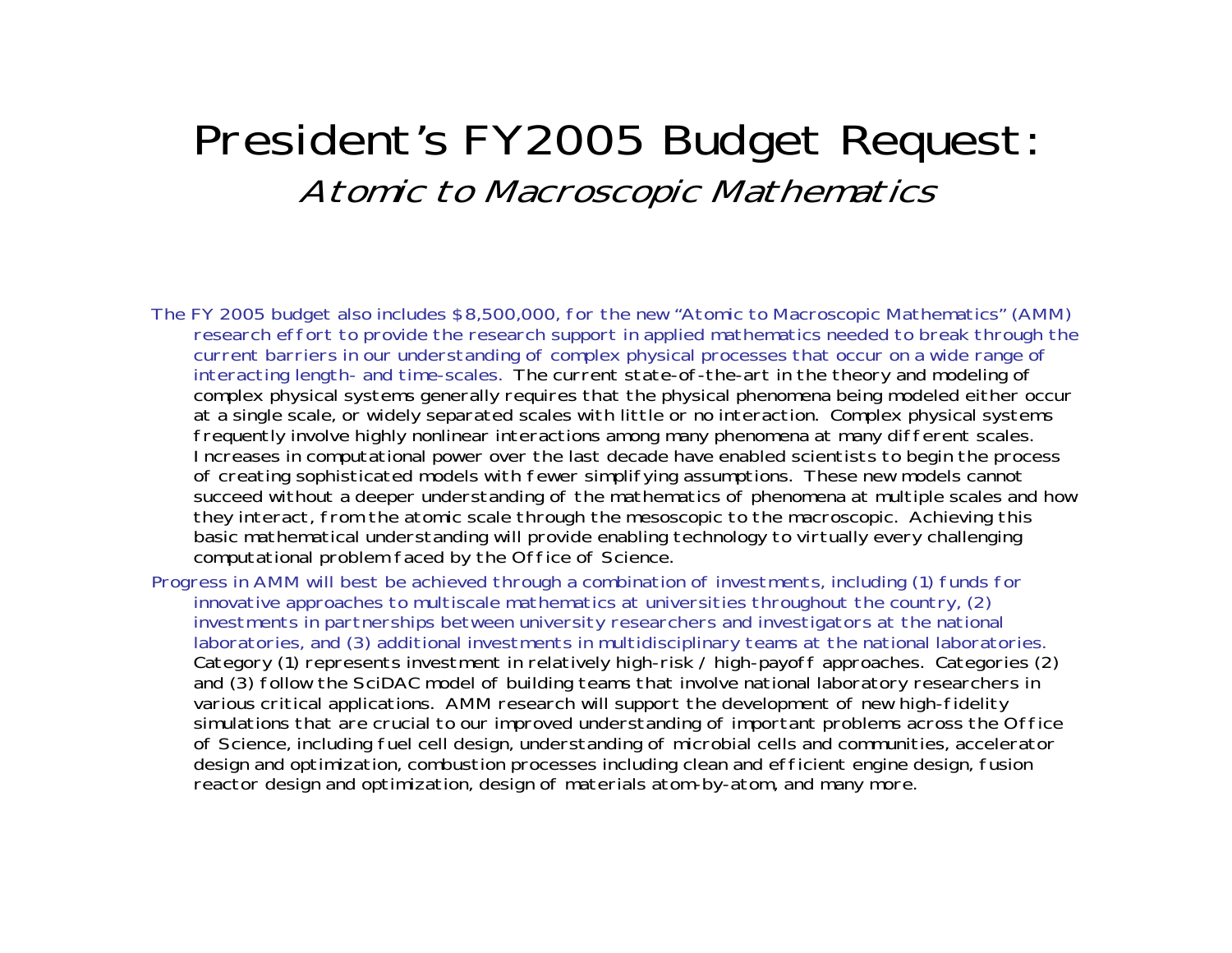# President's FY2005 Budget Request:

## *Atomic to Macroscopic Mathematics*

The FY 2005 budget also includes $8,500,000, for the new "Atomic to Macroscopic Mathematics" (AMM) research effort to provide the research support in applied mathematics needed to break through the current barriers in our understanding of complex physical processes that occur on a wide range of interacting length- and time-scales. The current state-of-the-art in the theory and modeling of complex physical systems generally requires that the physical phenomena being modeled either occur at a single scale, or widely separated scales with little or no interaction. Complex physical systems frequently involve highly nonlinear interactions among many phenomena at many different scales. Increases in computational power over the last decade have enabled scientists to begin the process of creating sophisticated models with fewer simplifying assumptions. These new models cannot succeed without a deeper understanding of the mathematics of phenomena at multiple scales and how they interact, from the atomic scale through the mesoscopic to the macroscopic. Achieving this basic mathematical understanding will provide enabling technology to virtually every challenging computational problem faced by the Office of Science.

Progress in AMM will best be achieved through a combination of investments, including (1) funds for innovative approaches to multiscale mathematics at universities throughout the country, (2) investments in partnerships between university researchers and investigators at the national laboratories, and (3) additional investments in multidisciplinary teams at the national laboratories. Category (1) represents investment in relatively high-risk / high-payoff approaches. Categories (2) and (3) follow the SciDAC model of building teams that involve national laboratory researchers in various critical applications. AMM research will support the development of new high-fidelity simulations that are crucial to our improved understanding of important problems across the Office of Science, including fuel cell design, understanding of microbial cells and communities, accelerator design and optimization, combustion processes including clean and efficient engine design, fusion reactor design and optimization, design of materials atom-by-atom, and many more.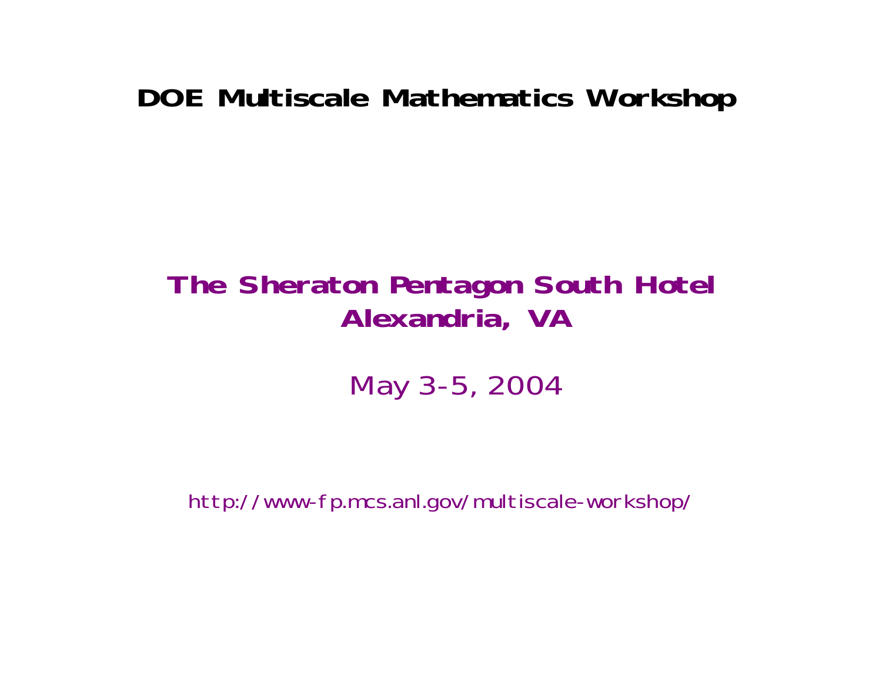# DOE Multiscale Mathematics Workshop

**The Sheraton Pentagon South Hotel**
**Alexandria, VA**

May 3-5, 2004

http://www-fp.mcs.anl.gov/multiscale-workshop/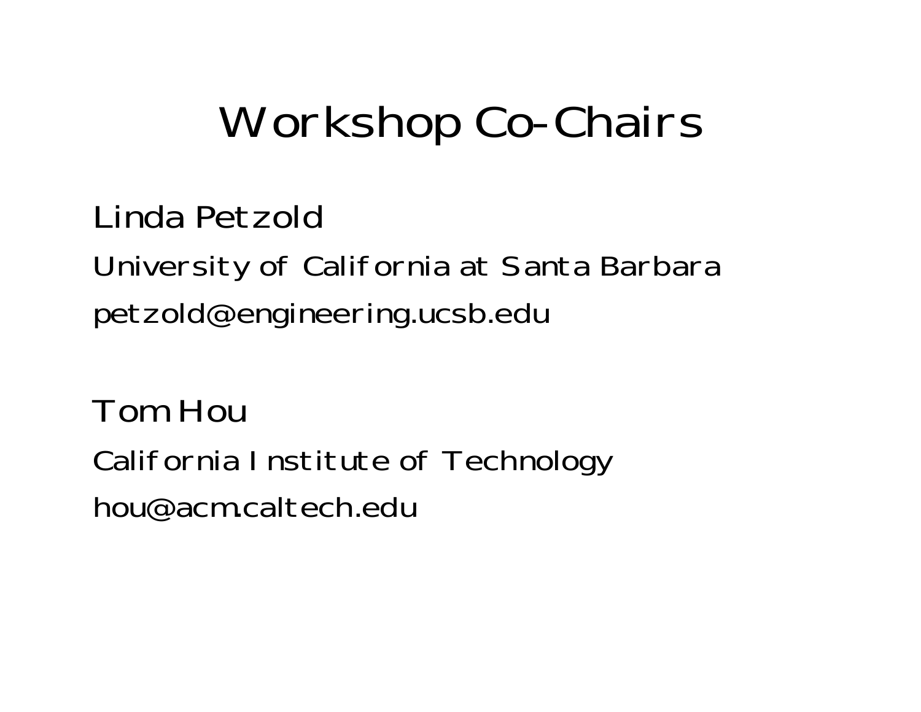# Workshop Co-Chairs

Linda Petzold

University of California at Santa Barbara

petzold@engineering.ucsb.edu

Tom Hou

California Institute of Technology

hou@acm.caltech.edu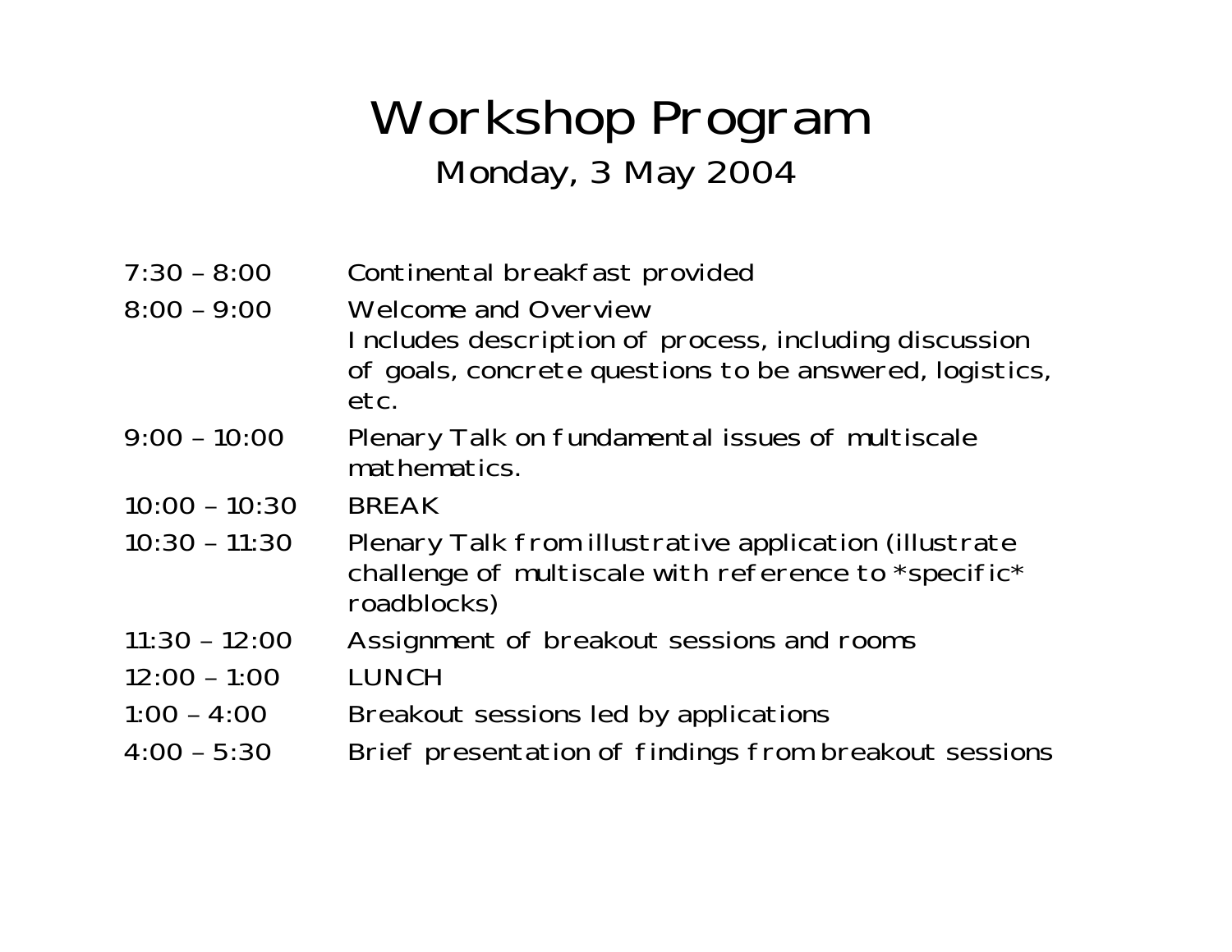# Workshop Program

## Monday, 3 May 2004

| | |
|---|---|
| 7:30 – 8:00 | Continental breakfast provided |
| 8:00 – 9:00 | Welcome and Overview<br>Includes description of process, including discussion of goals, concrete questions to be answered, logistics, etc. |
| 9:00 – 10:00 | Plenary Talk on fundamental issues of multiscale mathematics. |
| 10:00 – 10:30 | BREAK |
| 10:30 – 11:30 | Plenary Talk from illustrative application (illustrate challenge of multiscale with reference to *specific* roadblocks) |
| 11:30 – 12:00 | Assignment of breakout sessions and rooms |
| 12:00 – 1:00 | LUNCH |
| 1:00 – 4:00 | Breakout sessions led by applications |
| 4:00 – 5:30 | Brief presentation of findings from breakout sessions |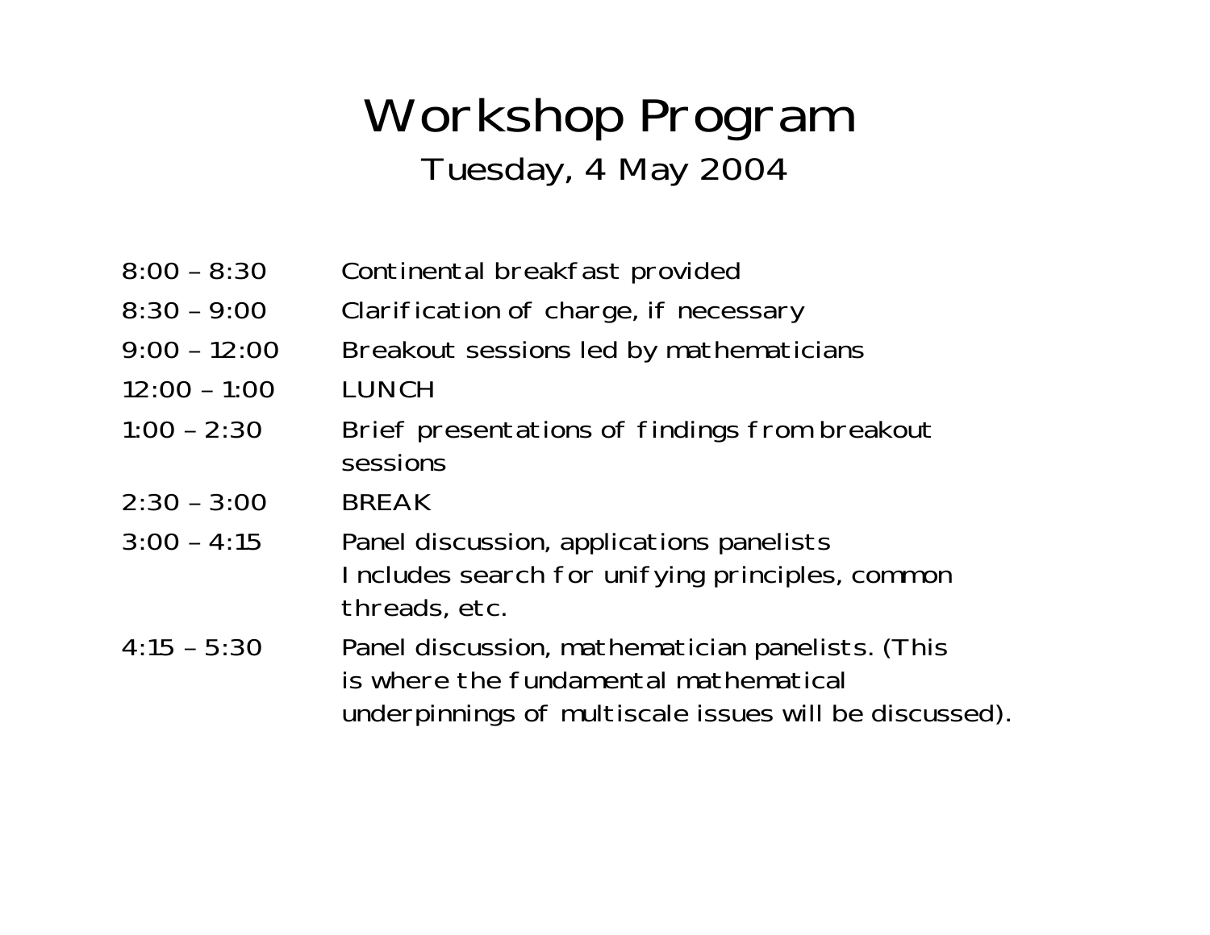# Workshop Program

## Tuesday, 4 May 2004

| | |
|---|---|
| 8:00 – 8:30 | Continental breakfast provided |
| 8:30 – 9:00 | Clarification of charge, if necessary |
| 9:00 – 12:00 | Breakout sessions led by mathematicians |
| 12:00 – 1:00 | LUNCH |
| 1:00 – 2:30 | Brief presentations of findings from breakout sessions |
| 2:30 – 3:00 | BREAK |
| 3:00 – 4:15 | Panel discussion, applications panelists Includes search for unifying principles, common threads, etc. |
| 4:15 – 5:30 | Panel discussion, mathematician panelists. (This is where the fundamental mathematical underpinnings of multiscale issues will be discussed). |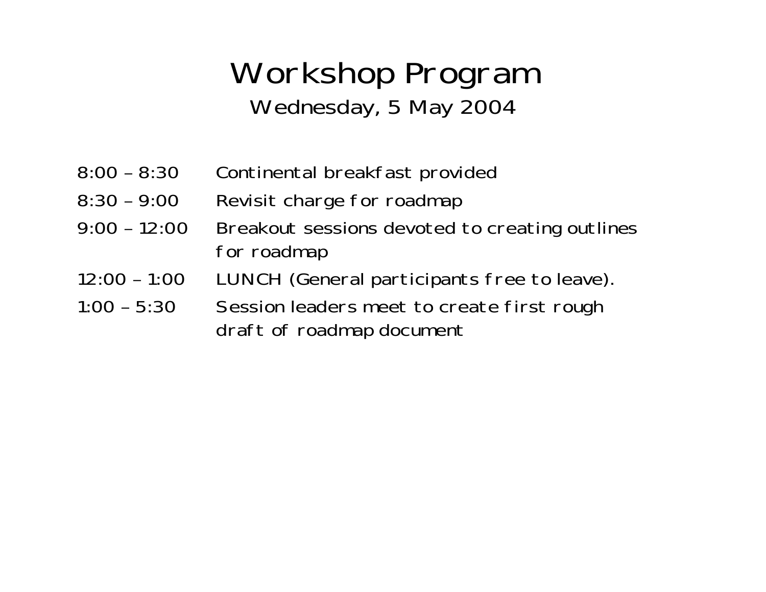# Workshop Program

## Wednesday, 5 May 2004

| | |
|---|---|
| 8:00 – 8:30 | Continental breakfast provided |
| 8:30 – 9:00 | Revisit charge for roadmap |
| 9:00 – 12:00 | Breakout sessions devoted to creating outlines for roadmap |
| 12:00 – 1:00 | LUNCH (General participants free to leave). |
| 1:00 – 5:30 | Session leaders meet to create first rough draft of roadmap document |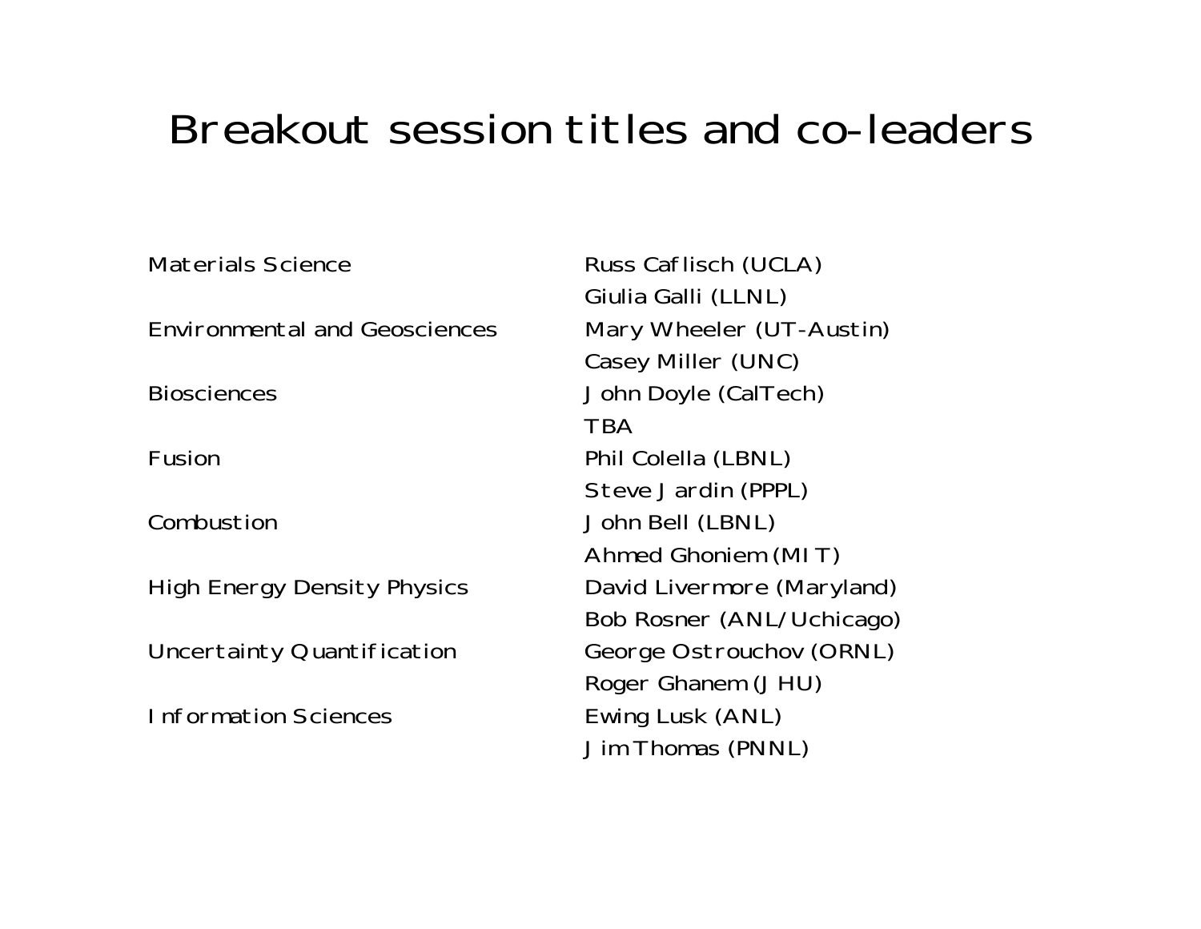# Breakout session titles and co-leaders

| | |
|---|---|
| Materials Science | Russ Caflisch (UCLA) |
| | Giulia Galli (LLNL) |
| Environmental and Geosciences | Mary Wheeler (UT-Austin) |
| | Casey Miller (UNC) |
| Biosciences | John Doyle (CalTech) |
| | TBA |
| Fusion | Phil Colella (LBNL) |
| | Steve Jardin (PPPL) |
| Combustion | John Bell (LBNL) |
| | Ahmed Ghoniem (MIT) |
| High Energy Density Physics | David Livermore (Maryland) |
| | Bob Rosner (ANL/Uchicago) |
| Uncertainty Quantification | George Ostrouchov (ORNL) |
| | Roger Ghanem (JHU) |
| Information Sciences | Ewing Lusk (ANL) |
| | Jim Thomas (PNNL) |